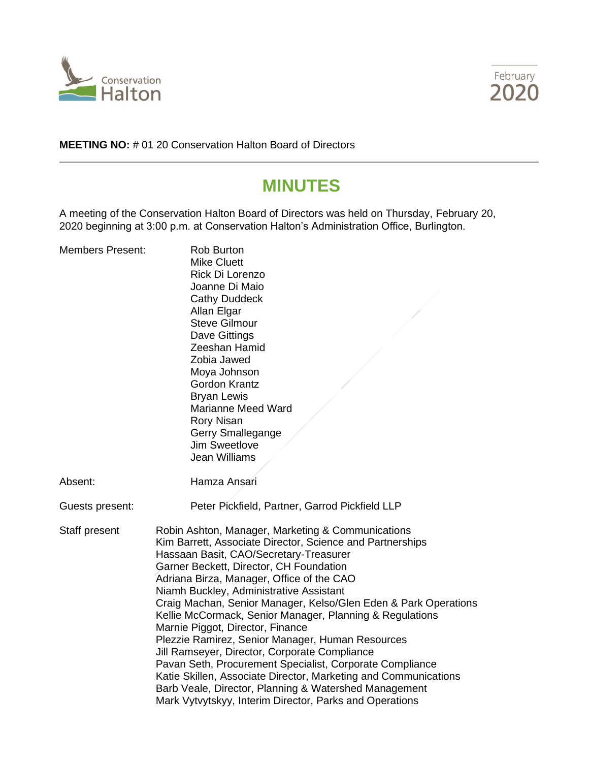Conservation Halton

February 2020

**MEETING NO:** # 01 20 Conservation Halton Board of Directors

# MINUTES

A meeting of the Conservation Halton Board of Directors was held on Thursday, February 20, 2020 beginning at 3:00 p.m. at Conservation Halton's Administration Office, Burlington.

Members Present:
Rob Burton
Mike Cluett
Rick Di Lorenzo
Joanne Di Maio
Cathy Duddeck
Allan Elgar
Steve Gilmour
Dave Gittings
Zeeshan Hamid
Zobia Jawed
Moya Johnson
Gordon Krantz
Bryan Lewis
Marianne Meed Ward
Rory Nisan
Gerry Smallegange
Jim Sweetlove
Jean Williams

Absent: Hamza Ansari

Guests present: Peter Pickfield, Partner, Garrod Pickfield LLP

Staff present
Robin Ashton, Manager, Marketing & Communications
Kim Barrett, Associate Director, Science and Partnerships
Hassaan Basit, CAO/Secretary-Treasurer
Garner Beckett, Director, CH Foundation
Adriana Birza, Manager, Office of the CAO
Niamh Buckley, Administrative Assistant
Craig Machan, Senior Manager, Kelso/Glen Eden & Park Operations
Kellie McCormack, Senior Manager, Planning & Regulations
Marnie Piggot, Director, Finance
Plezzie Ramirez, Senior Manager, Human Resources
Jill Ramseyer, Director, Corporate Compliance
Pavan Seth, Procurement Specialist, Corporate Compliance
Katie Skillen, Associate Director, Marketing and Communications
Barb Veale, Director, Planning & Watershed Management
Mark Vytvytskyy, Interim Director, Parks and Operations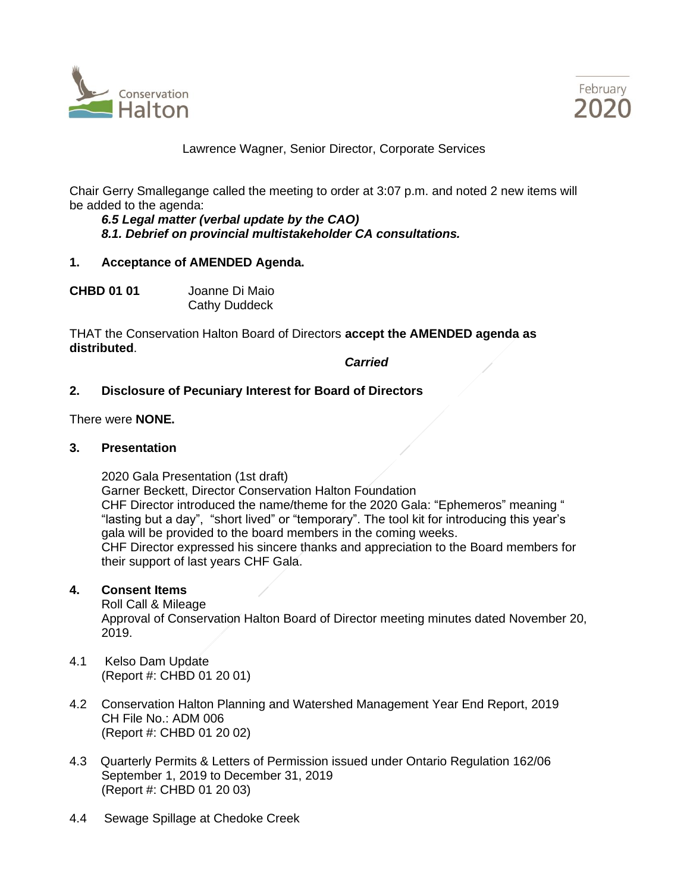Lawrence Wagner, Senior Director, Corporate Services

Chair Gerry Smallegange called the meeting to order at 3:07 p.m. and noted 2 new items will be added to the agenda:

***6.5 Legal matter (verbal update by the CAO)***
***8.1. Debrief on provincial multistakeholder CA consultations.***

**1. Acceptance of AMENDED Agenda.**

**CHBD 01 01** Joanne Di Maio
Cathy Duddeck

THAT the Conservation Halton Board of Directors **accept the AMENDED agenda as distributed**.

***Carried***

**2. Disclosure of Pecuniary Interest for Board of Directors**

There were **NONE.**

**3. Presentation**

2020 Gala Presentation (1st draft)
Garner Beckett, Director Conservation Halton Foundation
CHF Director introduced the name/theme for the 2020 Gala: "Ephemeros" meaning " "lasting but a day", "short lived" or "temporary". The tool kit for introducing this year's gala will be provided to the board members in the coming weeks.
CHF Director expressed his sincere thanks and appreciation to the Board members for their support of last years CHF Gala.

**4. Consent Items**

Roll Call & Mileage
Approval of Conservation Halton Board of Director meeting minutes dated November 20, 2019.

4.1 Kelso Dam Update
(Report #: CHBD 01 20 01)

4.2 Conservation Halton Planning and Watershed Management Year End Report, 2019
CH File No.: ADM 006
(Report #: CHBD 01 20 02)

4.3 Quarterly Permits & Letters of Permission issued under Ontario Regulation 162/06
September 1, 2019 to December 31, 2019
(Report #: CHBD 01 20 03)

4.4 Sewage Spillage at Chedoke Creek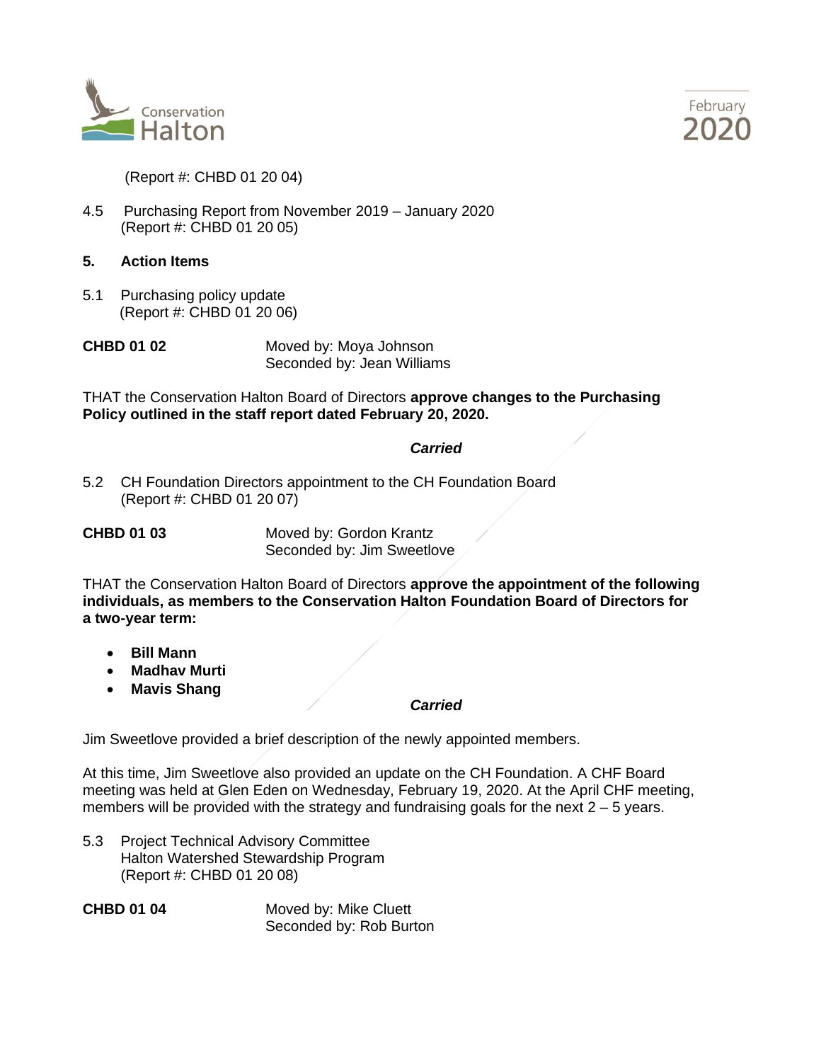(Report #: CHBD 01 20 04)

4.5 Purchasing Report from November 2019 – January 2020
(Report #: CHBD 01 20 05)

**5. Action Items**

5.1 Purchasing policy update
(Report #: CHBD 01 20 06)

**CHBD 01 02** Moved by: Moya Johnson
Seconded by: Jean Williams

THAT the Conservation Halton Board of Directors **approve changes to the Purchasing Policy outlined in the staff report dated February 20, 2020.**

***Carried***

5.2 CH Foundation Directors appointment to the CH Foundation Board
(Report #: CHBD 01 20 07)

**CHBD 01 03** Moved by: Gordon Krantz
Seconded by: Jim Sweetlove

THAT the Conservation Halton Board of Directors **approve the appointment of the following individuals, as members to the Conservation Halton Foundation Board of Directors for a two-year term:**

- **Bill Mann**
- **Madhav Murti**
- **Mavis Shang**

***Carried***

Jim Sweetlove provided a brief description of the newly appointed members.

At this time, Jim Sweetlove also provided an update on the CH Foundation. A CHF Board meeting was held at Glen Eden on Wednesday, February 19, 2020. At the April CHF meeting, members will be provided with the strategy and fundraising goals for the next 2 – 5 years.

5.3 Project Technical Advisory Committee
Halton Watershed Stewardship Program
(Report #: CHBD 01 20 08)

**CHBD 01 04** Moved by: Mike Cluett
Seconded by: Rob Burton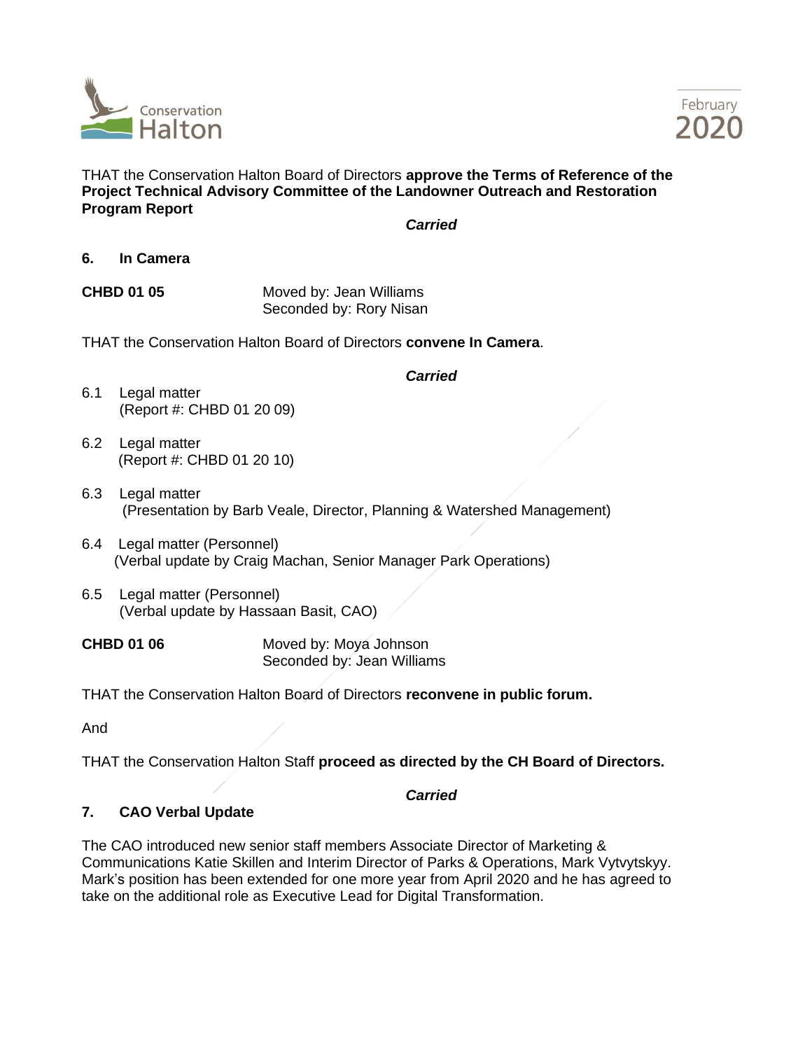THAT the Conservation Halton Board of Directors **approve the Terms of Reference of the Project Technical Advisory Committee of the Landowner Outreach and Restoration Program Report**

***Carried***

## 6. In Camera

**CHBD 01 05** Moved by: Jean Williams
Seconded by: Rory Nisan

THAT the Conservation Halton Board of Directors **convene In Camera**.

***Carried***

6.1 Legal matter
(Report #: CHBD 01 20 09)

6.2 Legal matter
(Report #: CHBD 01 20 10)

6.3 Legal matter
(Presentation by Barb Veale, Director, Planning & Watershed Management)

6.4 Legal matter (Personnel)
(Verbal update by Craig Machan, Senior Manager Park Operations)

6.5 Legal matter (Personnel)
(Verbal update by Hassaan Basit, CAO)

**CHBD 01 06** Moved by: Moya Johnson
Seconded by: Jean Williams

THAT the Conservation Halton Board of Directors **reconvene in public forum.**

And

THAT the Conservation Halton Staff **proceed as directed by the CH Board of Directors.**

***Carried***

## 7. CAO Verbal Update

The CAO introduced new senior staff members Associate Director of Marketing & Communications Katie Skillen and Interim Director of Parks & Operations, Mark Vytvytskyy. Mark's position has been extended for one more year from April 2020 and he has agreed to take on the additional role as Executive Lead for Digital Transformation.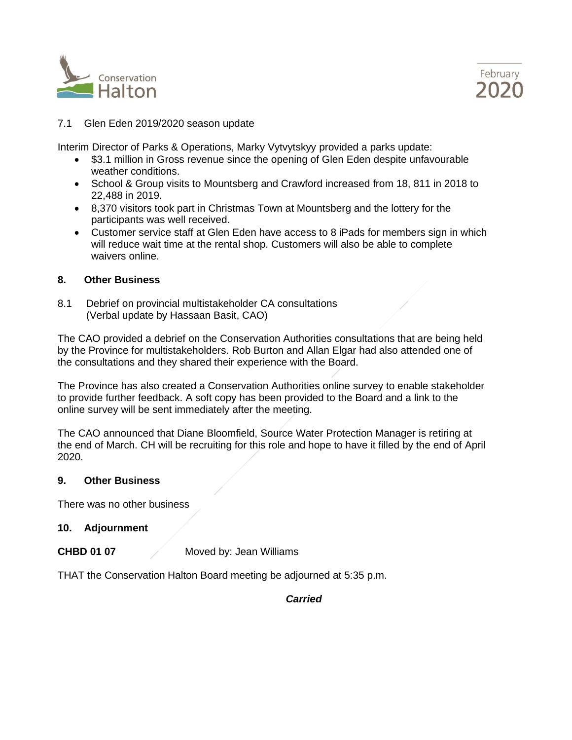7.1 Glen Eden 2019/2020 season update

Interim Director of Parks & Operations, Marky Vytvytskyy provided a parks update:

- $3.1 million in Gross revenue since the opening of Glen Eden despite unfavourable weather conditions.
- School & Group visits to Mountsberg and Crawford increased from 18, 811 in 2018 to 22,488 in 2019.
- 8,370 visitors took part in Christmas Town at Mountsberg and the lottery for the participants was well received.
- Customer service staff at Glen Eden have access to 8 iPads for members sign in which will reduce wait time at the rental shop. Customers will also be able to complete waivers online.

## 8. Other Business

8.1 Debrief on provincial multistakeholder CA consultations
(Verbal update by Hassaan Basit, CAO)

The CAO provided a debrief on the Conservation Authorities consultations that are being held by the Province for multistakeholders. Rob Burton and Allan Elgar had also attended one of the consultations and they shared their experience with the Board.

The Province has also created a Conservation Authorities online survey to enable stakeholder to provide further feedback. A soft copy has been provided to the Board and a link to the online survey will be sent immediately after the meeting.

The CAO announced that Diane Bloomfield, Source Water Protection Manager is retiring at the end of March. CH will be recruiting for this role and hope to have it filled by the end of April 2020.

## 9. Other Business

There was no other business

## 10. Adjournment

**CHBD 01 07** Moved by: Jean Williams

THAT the Conservation Halton Board meeting be adjourned at 5:35 p.m.

***Carried***